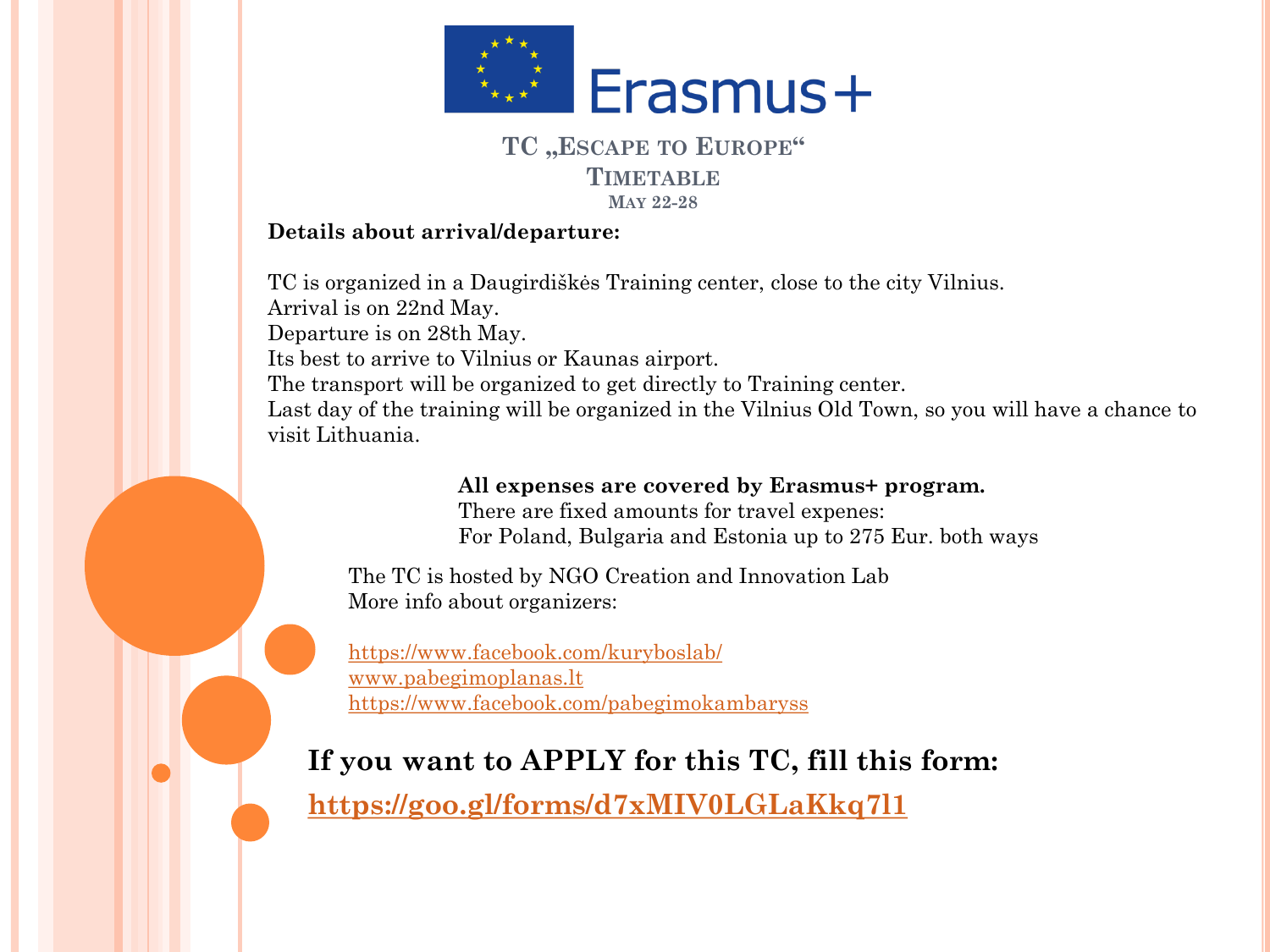Erasmus+

# TC „Escape to Europe"

## Timetable

### May 22-28

**Details about arrival/departure:**

TC is organized in a Daugirdiškės Training center, close to the city Vilnius.
Arrival is on 22nd May.
Departure is on 28th May.
Its best to arrive to Vilnius or Kaunas airport.
The transport will be organized to get directly to Training center.
Last day of the training will be organized in the Vilnius Old Town, so you will have a chance to visit Lithuania.

**All expenses are covered by Erasmus+ program.**
There are fixed amounts for travel expenes:
For Poland, Bulgaria and Estonia up to 275 Eur. both ways

The TC is hosted by NGO Creation and Innovation Lab
More info about organizers:

https://www.facebook.com/kuryboslab/
www.pabegimoplanas.lt
https://www.facebook.com/pabegimokambaryss

**If you want to APPLY for this TC, fill this form:**

**https://goo.gl/forms/d7xMIV0LGLaKkq7l1**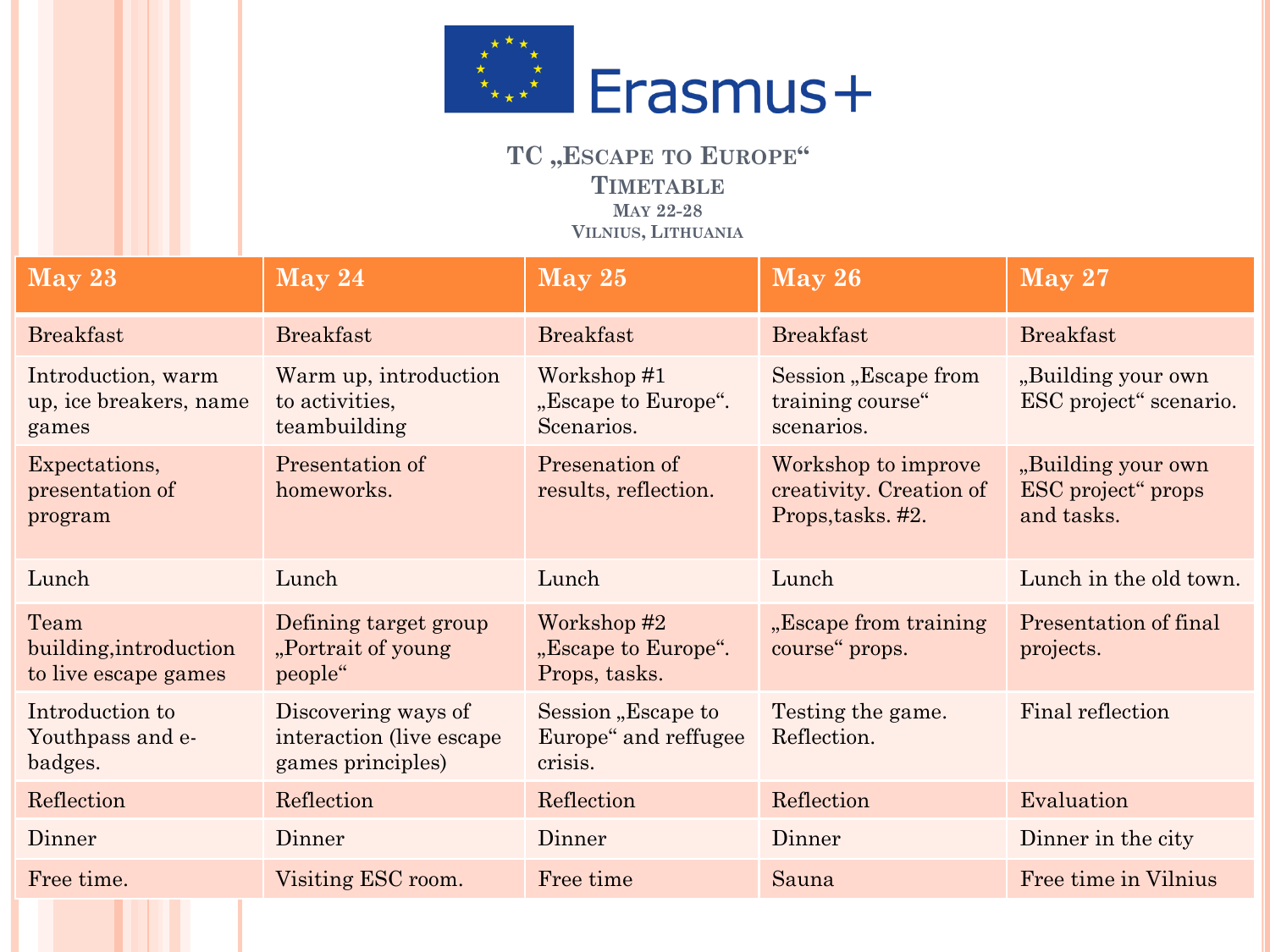Erasmus+

# TC „Escape to Europe“

## Timetable

May 22-28

Vilnius, Lithuania

| May 23 | May 24 | May 25 | May 26 | May 27 |
|---|---|---|---|---|
| Breakfast | Breakfast | Breakfast | Breakfast | Breakfast |
| Introduction, warm up, ice breakers, name games | Warm up, introduction to activities, teambuilding | Workshop #1 „Escape to Europe“. Scenarios. | Session „Escape from training course“ scenarios. | „Building your own ESC project“ scenario. |
| Expectations, presentation of program | Presentation of homeworks. | Presenation of results, reflection. | Workshop to improve creativity. Creation of Props,tasks. #2. | „Building your own ESC project“ props and tasks. |
| Lunch | Lunch | Lunch | Lunch | Lunch in the old town. |
| Team building,introduction to live escape games | Defining target group „Portrait of young people“ | Workshop #2 „Escape to Europe“. Props, tasks. | „Escape from training course“ props. | Presentation of final projects. |
| Introduction to Youthpass and e-badges. | Discovering ways of interaction (live escape games principles) | Session „Escape to Europe“ and reffugee crisis. | Testing the game. Reflection. | Final reflection |
| Reflection | Reflection | Reflection | Reflection | Evaluation |
| Dinner | Dinner | Dinner | Dinner | Dinner in the city |
| Free time. | Visiting ESC room. | Free time | Sauna | Free time in Vilnius |